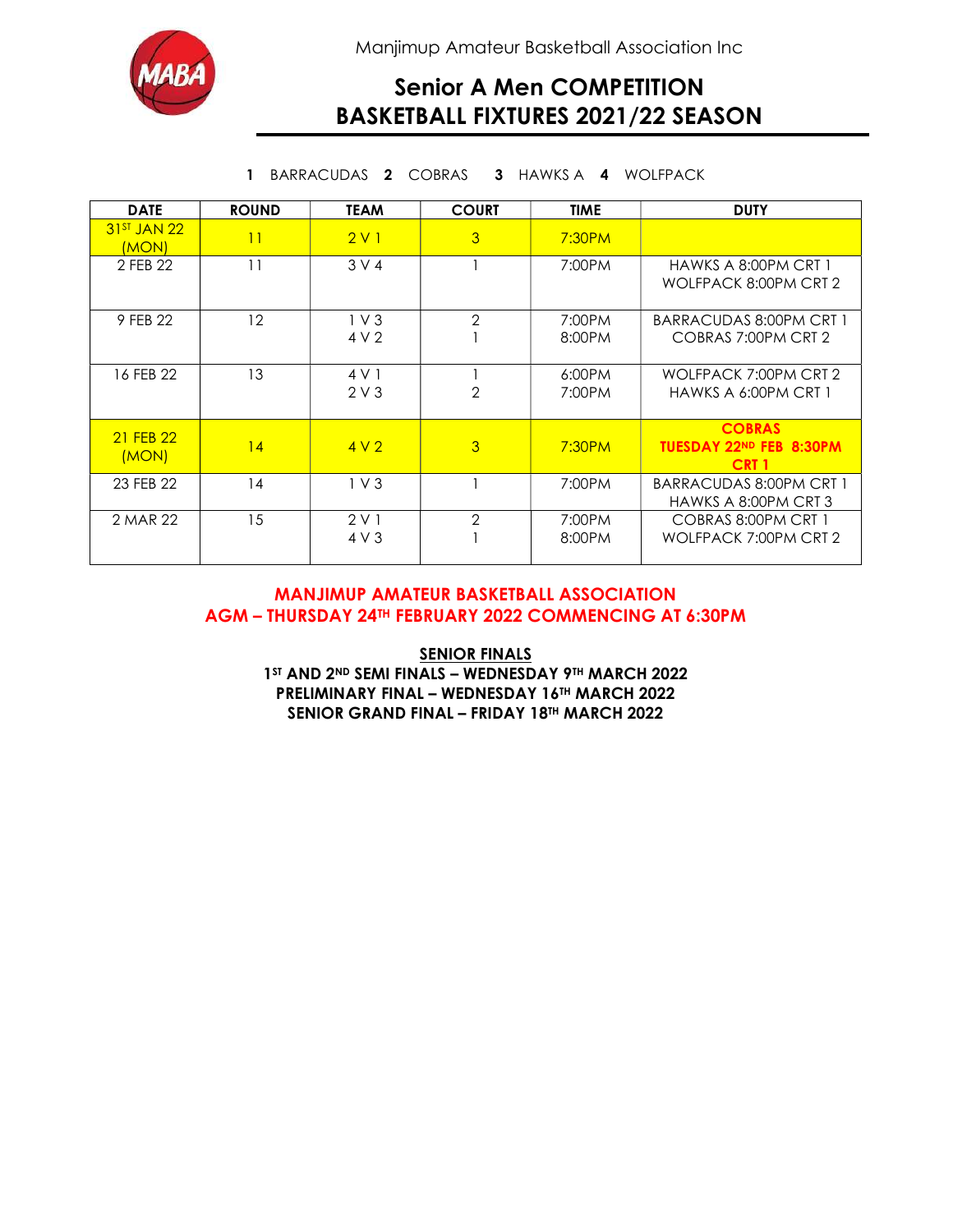Manjimup Amateur Basketball Association Inc

# Senior A Men COMPETITION
# BASKETBALL FIXTURES 2021/22 SEASON

**1** BARRACUDAS **2** COBRAS **3** HAWKS A **4** WOLFPACK

| DATE | ROUND | TEAM | COURT | TIME | DUTY |
|---|---|---|---|---|---|
| 31ST JAN 22 (MON) | 11 | 2 V 1 | 3 | 7:30PM | |
| 2 FEB 22 | 11 | 3 V 4 | 1 | 7:00PM | HAWKS A 8:00PM CRT 1<br>WOLFPACK 8:00PM CRT 2 |
| 9 FEB 22 | 12 | 1 V 3<br>4 V 2 | 2<br>1 | 7:00PM<br>8:00PM | BARRACUDAS 8:00PM CRT 1<br>COBRAS 7:00PM CRT 2 |
| 16 FEB 22 | 13 | 4 V 1<br>2 V 3 | 1<br>2 | 6:00PM<br>7:00PM | WOLFPACK 7:00PM CRT 2<br>HAWKS A 6:00PM CRT 1 |
| 21 FEB 22 (MON) | 14 | 4 V 2 | 3 | 7:30PM | **COBRAS TUESDAY 22ND FEB 8:30PM CRT 1** |
| 23 FEB 22 | 14 | 1 V 3 | 1 | 7:00PM | BARRACUDAS 8:00PM CRT 1<br>HAWKS A 8:00PM CRT 3 |
| 2 MAR 22 | 15 | 2 V 1<br>4 V 3 | 2<br>1 | 7:00PM<br>8:00PM | COBRAS 8:00PM CRT 1<br>WOLFPACK 7:00PM CRT 2 |

**MANJIMUP AMATEUR BASKETBALL ASSOCIATION**
**AGM – THURSDAY 24TH FEBRUARY 2022 COMMENCING AT 6:30PM**

**SENIOR FINALS**

**1ST AND 2ND SEMI FINALS – WEDNESDAY 9TH MARCH 2022**
**PRELIMINARY FINAL – WEDNESDAY 16TH MARCH 2022**
**SENIOR GRAND FINAL – FRIDAY 18TH MARCH 2022**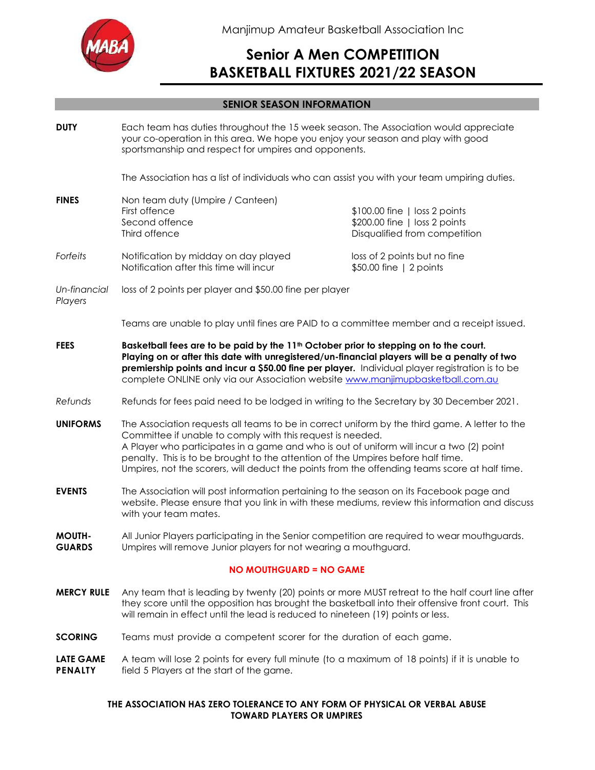Manjimup Amateur Basketball Association Inc

# Senior A Men COMPETITION
# BASKETBALL FIXTURES 2021/22 SEASON

## SENIOR SEASON INFORMATION

**DUTY** Each team has duties throughout the 15 week season. The Association would appreciate your co-operation in this area. We hope you enjoy your season and play with good sportsmanship and respect for umpires and opponents.

The Association has a list of individuals who can assist you with your team umpiring duties.

**FINES** Non team duty (Umpire / Canteen)

| | |
|---|---|
| First offence | $100.00 fine \| loss 2 points |
| Second offence | $200.00 fine \| loss 2 points |
| Third offence | Disqualified from competition |

*Forfeits*

| | |
|---|---|
| Notification by midday on day played | loss of 2 points but no fine |
| Notification after this time will incur | $50.00 fine \| 2 points |

*Un-financial Players* loss of 2 points per player and $50.00 fine per player

Teams are unable to play until fines are PAID to a committee member and a receipt issued.

**FEES** **Basketball fees are to be paid by the 11th October prior to stepping on to the court. Playing on or after this date with unregistered/un-financial players will be a penalty of two premiership points and incur a $50.00 fine per player.** Individual player registration is to be complete ONLINE only via our Association website www.manjimupbasketball.com.au

*Refunds* Refunds for fees paid need to be lodged in writing to the Secretary by 30 December 2021.

**UNIFORMS** The Association requests all teams to be in correct uniform by the third game. A letter to the Committee if unable to comply with this request is needed.
A Player who participates in a game and who is out of uniform will incur a two (2) point penalty. This is to be brought to the attention of the Umpires before half time.
Umpires, not the scorers, will deduct the points from the offending teams score at half time.

**EVENTS** The Association will post information pertaining to the season on its Facebook page and website. Please ensure that you link in with these mediums, review this information and discuss with your team mates.

**MOUTH-GUARDS** All Junior Players participating in the Senior competition are required to wear mouthguards. Umpires will remove Junior players for not wearing a mouthguard.

**NO MOUTHGUARD = NO GAME**

**MERCY RULE** Any team that is leading by twenty (20) points or more MUST retreat to the half court line after they score until the opposition has brought the basketball into their offensive front court. This will remain in effect until the lead is reduced to nineteen (19) points or less.

**SCORING** Teams must provide a competent scorer for the duration of each game.

**LATE GAME PENALTY** A team will lose 2 points for every full minute (to a maximum of 18 points) if it is unable to field 5 Players at the start of the game.

**THE ASSOCIATION HAS ZERO TOLERANCE TO ANY FORM OF PHYSICAL OR VERBAL ABUSE TOWARD PLAYERS OR UMPIRES**